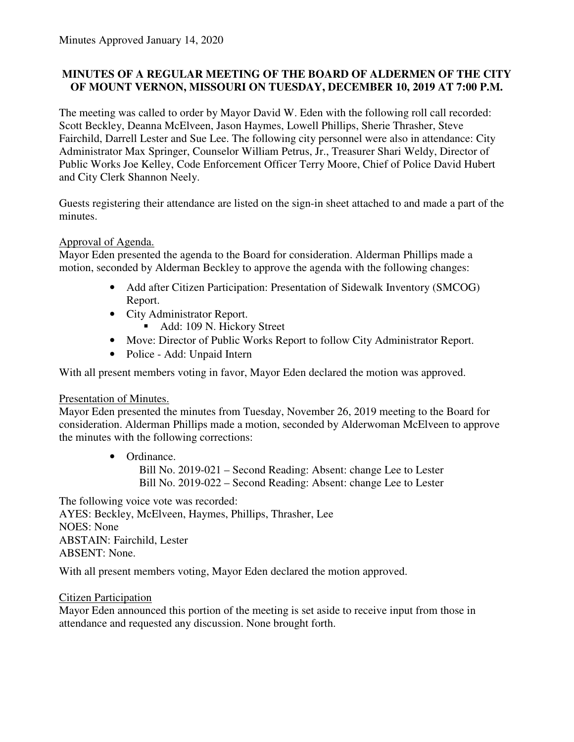Minutes Approved January 14, 2020

## MINUTES OF A REGULAR MEETING OF THE BOARD OF ALDERMEN OF THE CITY OF MOUNT VERNON, MISSOURI ON TUESDAY, DECEMBER 10, 2019 AT 7:00 P.M.

The meeting was called to order by Mayor David W. Eden with the following roll call recorded: Scott Beckley, Deanna McElveen, Jason Haymes, Lowell Phillips, Sherie Thrasher, Steve Fairchild, Darrell Lester and Sue Lee. The following city personnel were also in attendance: City Administrator Max Springer, Counselor William Petrus, Jr., Treasurer Shari Weldy, Director of Public Works Joe Kelley, Code Enforcement Officer Terry Moore, Chief of Police David Hubert and City Clerk Shannon Neely.

Guests registering their attendance are listed on the sign-in sheet attached to and made a part of the minutes.

Approval of Agenda.

Mayor Eden presented the agenda to the Board for consideration. Alderman Phillips made a motion, seconded by Alderman Beckley to approve the agenda with the following changes:

- Add after Citizen Participation: Presentation of Sidewalk Inventory (SMCOG) Report.
- City Administrator Report.
  - Add: 109 N. Hickory Street
- Move: Director of Public Works Report to follow City Administrator Report.
- Police - Add: Unpaid Intern

With all present members voting in favor, Mayor Eden declared the motion was approved.

Presentation of Minutes.

Mayor Eden presented the minutes from Tuesday, November 26, 2019 meeting to the Board for consideration. Alderman Phillips made a motion, seconded by Alderwoman McElveen to approve the minutes with the following corrections:

- Ordinance.
  
  Bill No. 2019-021 – Second Reading: Absent: change Lee to Lester
  
  Bill No. 2019-022 – Second Reading: Absent: change Lee to Lester

The following voice vote was recorded:

AYES: Beckley, McElveen, Haymes, Phillips, Thrasher, Lee

NOES: None

ABSTAIN: Fairchild, Lester

ABSENT: None.

With all present members voting, Mayor Eden declared the motion approved.

Citizen Participation

Mayor Eden announced this portion of the meeting is set aside to receive input from those in attendance and requested any discussion. None brought forth.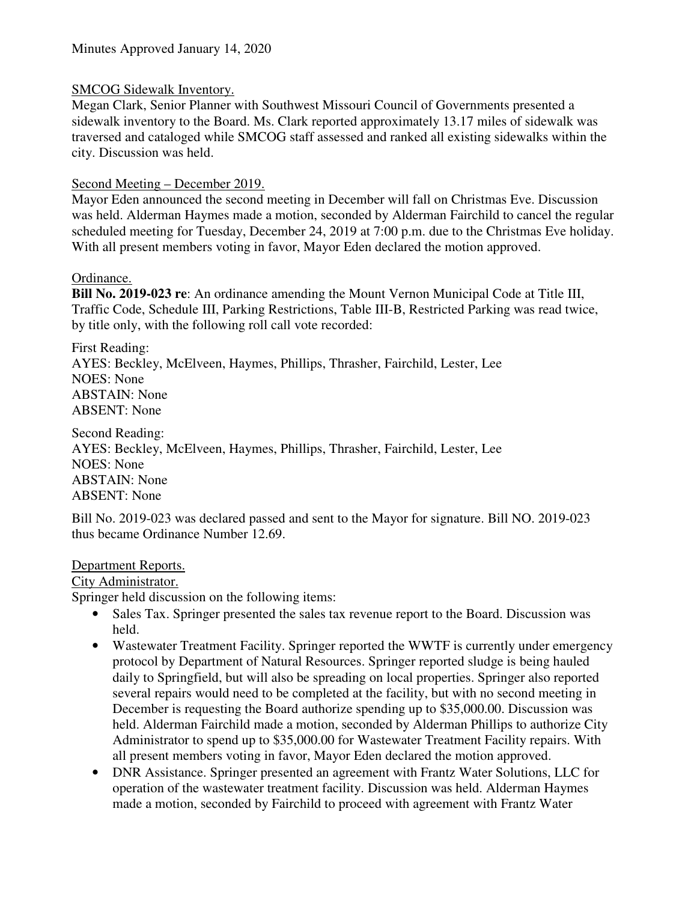Minutes Approved January 14, 2020

SMCOG Sidewalk Inventory.

Megan Clark, Senior Planner with Southwest Missouri Council of Governments presented a sidewalk inventory to the Board. Ms. Clark reported approximately 13.17 miles of sidewalk was traversed and cataloged while SMCOG staff assessed and ranked all existing sidewalks within the city. Discussion was held.

Second Meeting – December 2019.

Mayor Eden announced the second meeting in December will fall on Christmas Eve. Discussion was held. Alderman Haymes made a motion, seconded by Alderman Fairchild to cancel the regular scheduled meeting for Tuesday, December 24, 2019 at 7:00 p.m. due to the Christmas Eve holiday. With all present members voting in favor, Mayor Eden declared the motion approved.

Ordinance.

**Bill No. 2019-023 re**: An ordinance amending the Mount Vernon Municipal Code at Title III, Traffic Code, Schedule III, Parking Restrictions, Table III-B, Restricted Parking was read twice, by title only, with the following roll call vote recorded:

First Reading:
AYES: Beckley, McElveen, Haymes, Phillips, Thrasher, Fairchild, Lester, Lee
NOES: None
ABSTAIN: None
ABSENT: None

Second Reading:
AYES: Beckley, McElveen, Haymes, Phillips, Thrasher, Fairchild, Lester, Lee
NOES: None
ABSTAIN: None
ABSENT: None

Bill No. 2019-023 was declared passed and sent to the Mayor for signature. Bill NO. 2019-023 thus became Ordinance Number 12.69.

Department Reports.

City Administrator.

Springer held discussion on the following items:

- Sales Tax. Springer presented the sales tax revenue report to the Board. Discussion was held.
- Wastewater Treatment Facility. Springer reported the WWTF is currently under emergency protocol by Department of Natural Resources. Springer reported sludge is being hauled daily to Springfield, but will also be spreading on local properties. Springer also reported several repairs would need to be completed at the facility, but with no second meeting in December is requesting the Board authorize spending up to $35,000.00. Discussion was held. Alderman Fairchild made a motion, seconded by Alderman Phillips to authorize City Administrator to spend up to $35,000.00 for Wastewater Treatment Facility repairs. With all present members voting in favor, Mayor Eden declared the motion approved.
- DNR Assistance. Springer presented an agreement with Frantz Water Solutions, LLC for operation of the wastewater treatment facility. Discussion was held. Alderman Haymes made a motion, seconded by Fairchild to proceed with agreement with Frantz Water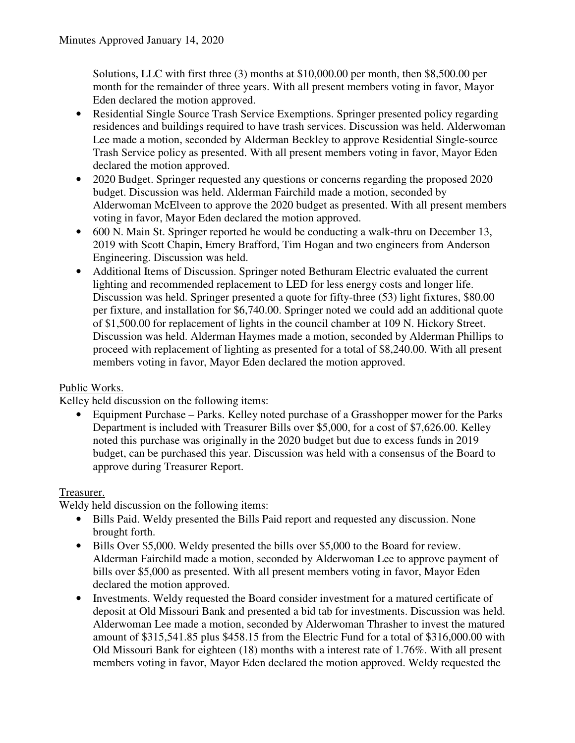Solutions, LLC with first three (3) months at $10,000.00 per month, then $8,500.00 per month for the remainder of three years. With all present members voting in favor, Mayor Eden declared the motion approved.

- Residential Single Source Trash Service Exemptions. Springer presented policy regarding residences and buildings required to have trash services. Discussion was held. Alderwoman Lee made a motion, seconded by Alderman Beckley to approve Residential Single-source Trash Service policy as presented. With all present members voting in favor, Mayor Eden declared the motion approved.
- 2020 Budget. Springer requested any questions or concerns regarding the proposed 2020 budget. Discussion was held. Alderman Fairchild made a motion, seconded by Alderwoman McElveen to approve the 2020 budget as presented. With all present members voting in favor, Mayor Eden declared the motion approved.
- 600 N. Main St. Springer reported he would be conducting a walk-thru on December 13, 2019 with Scott Chapin, Emery Brafford, Tim Hogan and two engineers from Anderson Engineering. Discussion was held.
- Additional Items of Discussion. Springer noted Bethuram Electric evaluated the current lighting and recommended replacement to LED for less energy costs and longer life. Discussion was held. Springer presented a quote for fifty-three (53) light fixtures, $80.00 per fixture, and installation for $6,740.00. Springer noted we could add an additional quote of $1,500.00 for replacement of lights in the council chamber at 109 N. Hickory Street. Discussion was held. Alderman Haymes made a motion, seconded by Alderman Phillips to proceed with replacement of lighting as presented for a total of $8,240.00. With all present members voting in favor, Mayor Eden declared the motion approved.

Public Works.

Kelley held discussion on the following items:

- Equipment Purchase – Parks. Kelley noted purchase of a Grasshopper mower for the Parks Department is included with Treasurer Bills over $5,000, for a cost of $7,626.00. Kelley noted this purchase was originally in the 2020 budget but due to excess funds in 2019 budget, can be purchased this year. Discussion was held with a consensus of the Board to approve during Treasurer Report.

Treasurer.

Weldy held discussion on the following items:

- Bills Paid. Weldy presented the Bills Paid report and requested any discussion. None brought forth.
- Bills Over $5,000. Weldy presented the bills over $5,000 to the Board for review. Alderman Fairchild made a motion, seconded by Alderwoman Lee to approve payment of bills over $5,000 as presented. With all present members voting in favor, Mayor Eden declared the motion approved.
- Investments. Weldy requested the Board consider investment for a matured certificate of deposit at Old Missouri Bank and presented a bid tab for investments. Discussion was held. Alderwoman Lee made a motion, seconded by Alderwoman Thrasher to invest the matured amount of $315,541.85 plus $458.15 from the Electric Fund for a total of $316,000.00 with Old Missouri Bank for eighteen (18) months with a interest rate of 1.76%. With all present members voting in favor, Mayor Eden declared the motion approved. Weldy requested the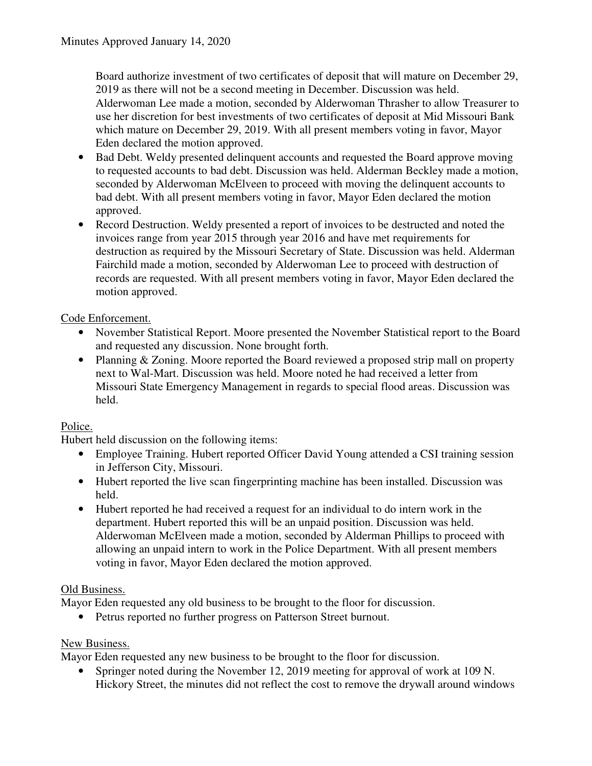Board authorize investment of two certificates of deposit that will mature on December 29, 2019 as there will not be a second meeting in December. Discussion was held. Alderwoman Lee made a motion, seconded by Alderwoman Thrasher to allow Treasurer to use her discretion for best investments of two certificates of deposit at Mid Missouri Bank which mature on December 29, 2019. With all present members voting in favor, Mayor Eden declared the motion approved.

- Bad Debt. Weldy presented delinquent accounts and requested the Board approve moving to requested accounts to bad debt. Discussion was held. Alderman Beckley made a motion, seconded by Alderwoman McElveen to proceed with moving the delinquent accounts to bad debt. With all present members voting in favor, Mayor Eden declared the motion approved.
- Record Destruction. Weldy presented a report of invoices to be destructed and noted the invoices range from year 2015 through year 2016 and have met requirements for destruction as required by the Missouri Secretary of State. Discussion was held. Alderman Fairchild made a motion, seconded by Alderwoman Lee to proceed with destruction of records are requested. With all present members voting in favor, Mayor Eden declared the motion approved.

Code Enforcement.

- November Statistical Report. Moore presented the November Statistical report to the Board and requested any discussion. None brought forth.
- Planning & Zoning. Moore reported the Board reviewed a proposed strip mall on property next to Wal-Mart. Discussion was held. Moore noted he had received a letter from Missouri State Emergency Management in regards to special flood areas. Discussion was held.

Police.

Hubert held discussion on the following items:

- Employee Training. Hubert reported Officer David Young attended a CSI training session in Jefferson City, Missouri.
- Hubert reported the live scan fingerprinting machine has been installed. Discussion was held.
- Hubert reported he had received a request for an individual to do intern work in the department. Hubert reported this will be an unpaid position. Discussion was held. Alderwoman McElveen made a motion, seconded by Alderman Phillips to proceed with allowing an unpaid intern to work in the Police Department. With all present members voting in favor, Mayor Eden declared the motion approved.

Old Business.

Mayor Eden requested any old business to be brought to the floor for discussion.

- Petrus reported no further progress on Patterson Street burnout.

New Business.

Mayor Eden requested any new business to be brought to the floor for discussion.

- Springer noted during the November 12, 2019 meeting for approval of work at 109 N. Hickory Street, the minutes did not reflect the cost to remove the drywall around windows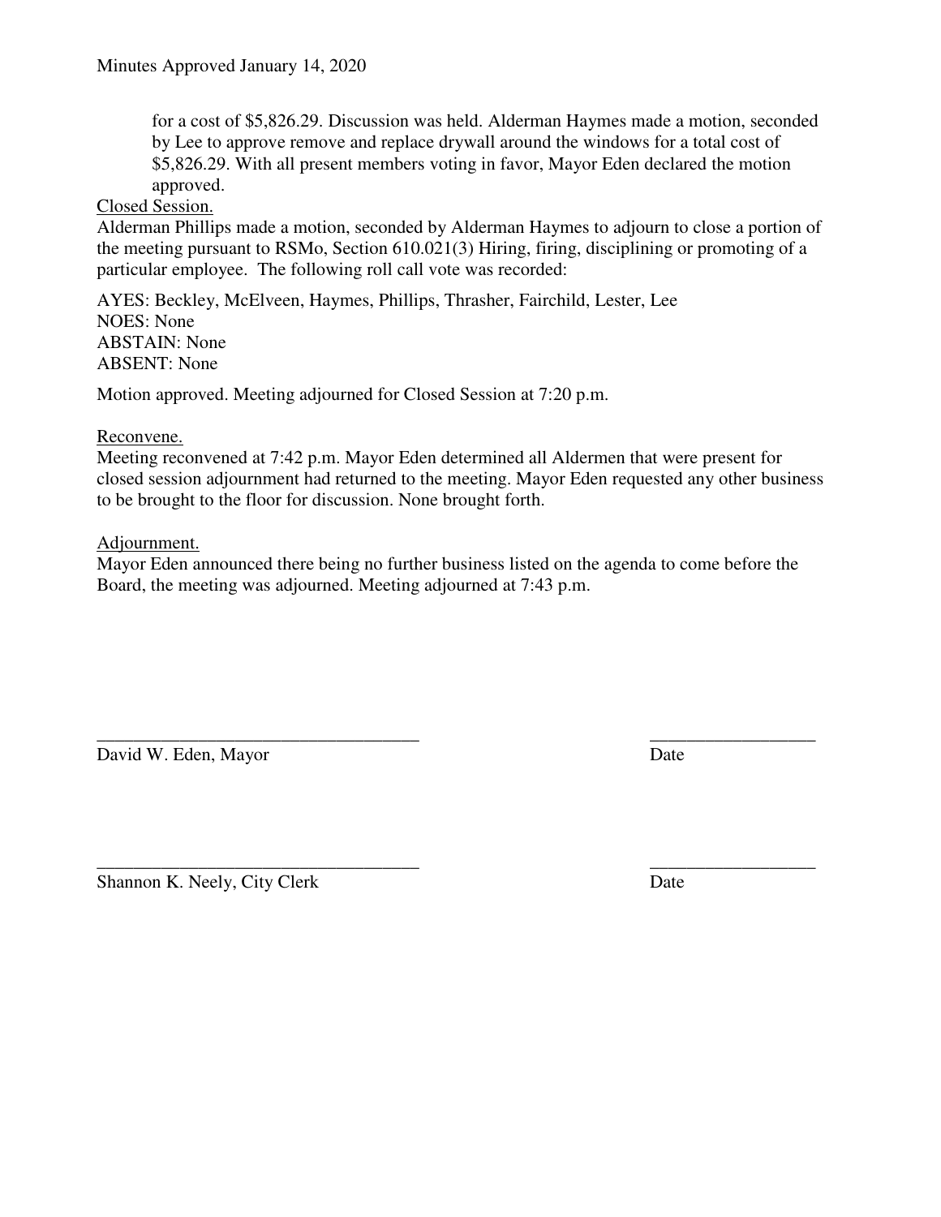for a cost of $5,826.29. Discussion was held. Alderman Haymes made a motion, seconded by Lee to approve remove and replace drywall around the windows for a total cost of $5,826.29. With all present members voting in favor, Mayor Eden declared the motion approved.

Closed Session.

Alderman Phillips made a motion, seconded by Alderman Haymes to adjourn to close a portion of the meeting pursuant to RSMo, Section 610.021(3) Hiring, firing, disciplining or promoting of a particular employee. The following roll call vote was recorded:

AYES: Beckley, McElveen, Haymes, Phillips, Thrasher, Fairchild, Lester, Lee
NOES: None
ABSTAIN: None
ABSENT: None

Motion approved. Meeting adjourned for Closed Session at 7:20 p.m.

Reconvene.

Meeting reconvened at 7:42 p.m. Mayor Eden determined all Aldermen that were present for closed session adjournment had returned to the meeting. Mayor Eden requested any other business to be brought to the floor for discussion. None brought forth.

Adjournment.

Mayor Eden announced there being no further business listed on the agenda to come before the Board, the meeting was adjourned. Meeting adjourned at 7:43 p.m.

___________________________________ ________________
David W. Eden, Mayor Date

___________________________________ ________________
Shannon K. Neely, City Clerk Date